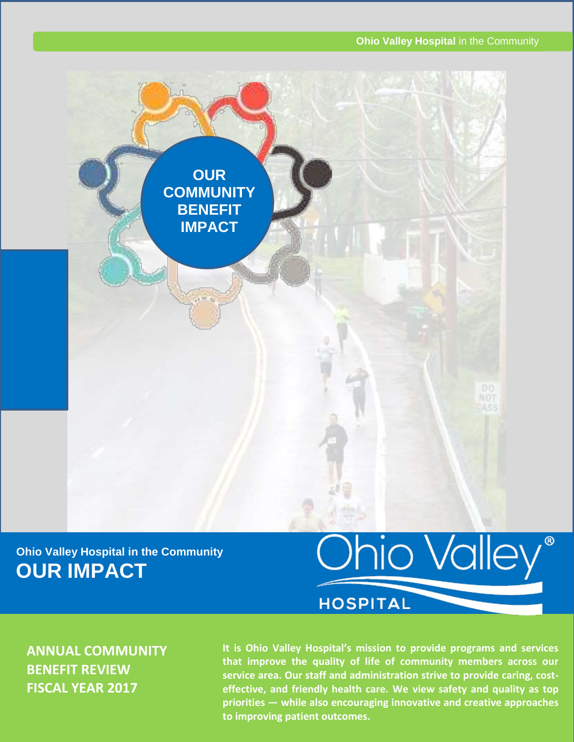**Ohio Valley Hospital** in the Community

# OUR COMMUNITY BENEFIT IMPACT

Ohio Valley Hospital in the Community

## OUR IMPACT

Ohio Valley® HOSPITAL

## ANNUAL COMMUNITY BENEFIT REVIEW FISCAL YEAR 2017

**It is Ohio Valley Hospital's mission to provide programs and services that improve the quality of life of community members across our service area. Our staff and administration strive to provide caring, cost-effective, and friendly health care. We view safety and quality as top priorities — while also encouraging innovative and creative approaches to improving patient outcomes.**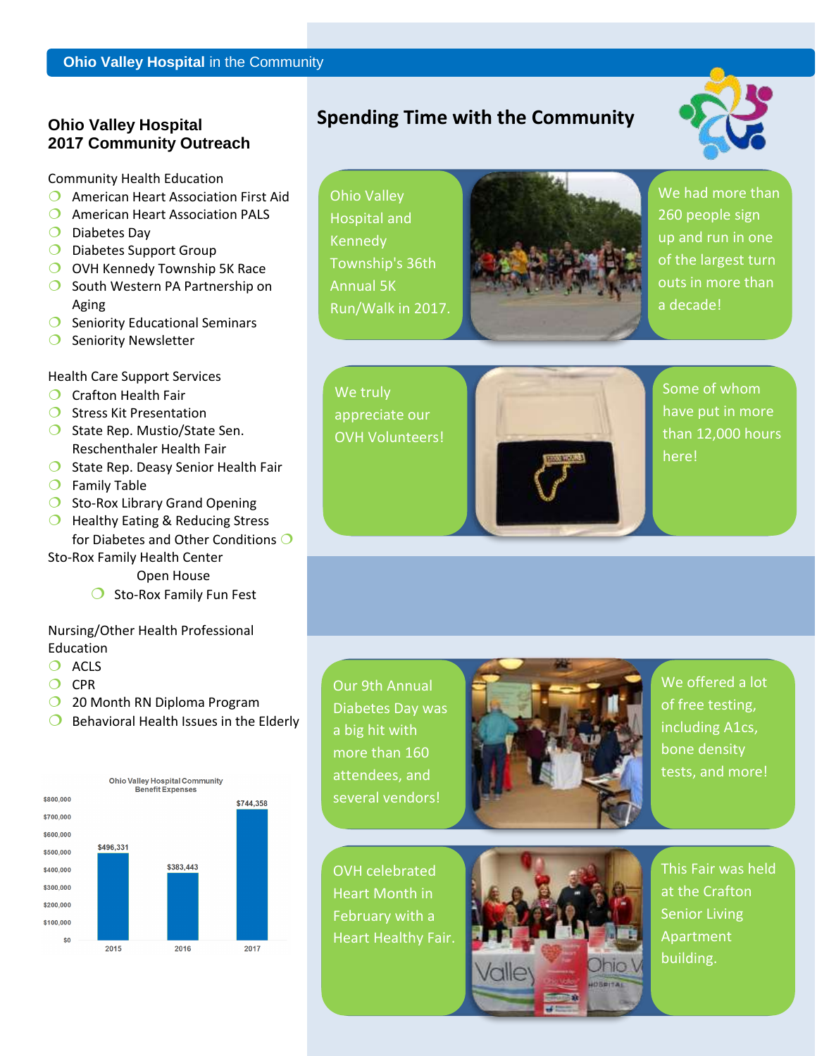**Ohio Valley Hospital** in the Community

## Ohio Valley Hospital 2017 Community Outreach

Community Health Education

- American Heart Association First Aid
- American Heart Association PALS
- Diabetes Day
- Diabetes Support Group
- OVH Kennedy Township 5K Race
- South Western PA Partnership on Aging
- Seniority Educational Seminars
- Seniority Newsletter

Health Care Support Services

- Crafton Health Fair
- Stress Kit Presentation
- State Rep. Mustio/State Sen. Reschenthaler Health Fair
- State Rep. Deasy Senior Health Fair
- Family Table
- Sto-Rox Library Grand Opening
- Healthy Eating & Reducing Stress for Diabetes and Other Conditions
- Sto-Rox Family Health Center Open House
- Sto-Rox Family Fun Fest

Nursing/Other Health Professional Education

- ACLS
- CPR
- 20 Month RN Diploma Program
- Behavioral Health Issues in the Elderly

Ohio Valley Hospital Community Benefit Expenses

| Year | Expenses |
|---|---|
| 2015 | $496,331 |
| 2016 | $383,443 |
| 2017 | $744,358 |

## Spending Time with the Community

Ohio Valley Hospital and Kennedy Township's 36th Annual 5K Run/Walk in 2017.

We had more than 260 people sign up and run in one of the largest turn outs in more than a decade!

We truly appreciate our OVH Volunteers!

Some of whom have put in more than 12,000 hours here!

Our 9th Annual Diabetes Day was a big hit with more than 160 attendees, and several vendors!

We offered a lot of free testing, including A1cs, bone density tests, and more!

OVH celebrated Heart Month in February with a Heart Healthy Fair.

This Fair was held at the Crafton Senior Living Apartment building.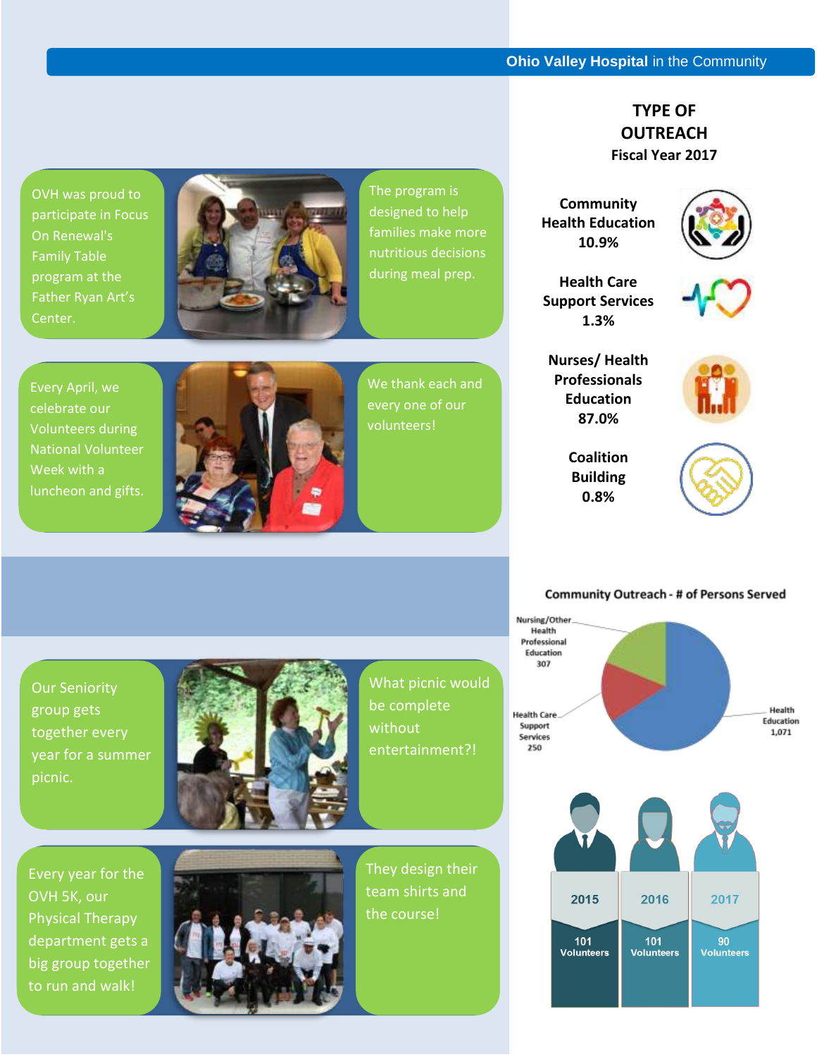## Ohio Valley Hospital in the Community

OVH was proud to participate in Focus On Renewal's Family Table program at the Father Ryan Art's Center.

The program is designed to help families make more nutritious decisions during meal prep.

Every April, we celebrate our Volunteers during National Volunteer Week with a luncheon and gifts.

We thank each and every one of our volunteers!

Our Seniority group gets together every year for a summer picnic.

What picnic would be complete without entertainment?!

Every year for the OVH 5K, our Physical Therapy department gets a big group together to run and walk!

They design their team shirts and the course!

## TYPE OF OUTREACH

**Fiscal Year 2017**

| Type of Outreach | Percentage |
|---|---|
| Community Health Education | 10.9% |
| Health Care Support Services | 1.3% |
| Nurses/ Health Professionals Education | 87.0% |
| Coalition Building | 0.8% |

**Community Outreach - # of Persons Served**

| Category | Persons Served |
|---|---|
| Nursing/Other Health Professional Education | 307 |
| Health Care Support Services | 250 |
| Health Education | 1,071 |

| Year | Volunteers |
|---|---|
| 2015 | 101 Volunteers |
| 2016 | 101 Volunteers |
| 2017 | 90 Volunteers |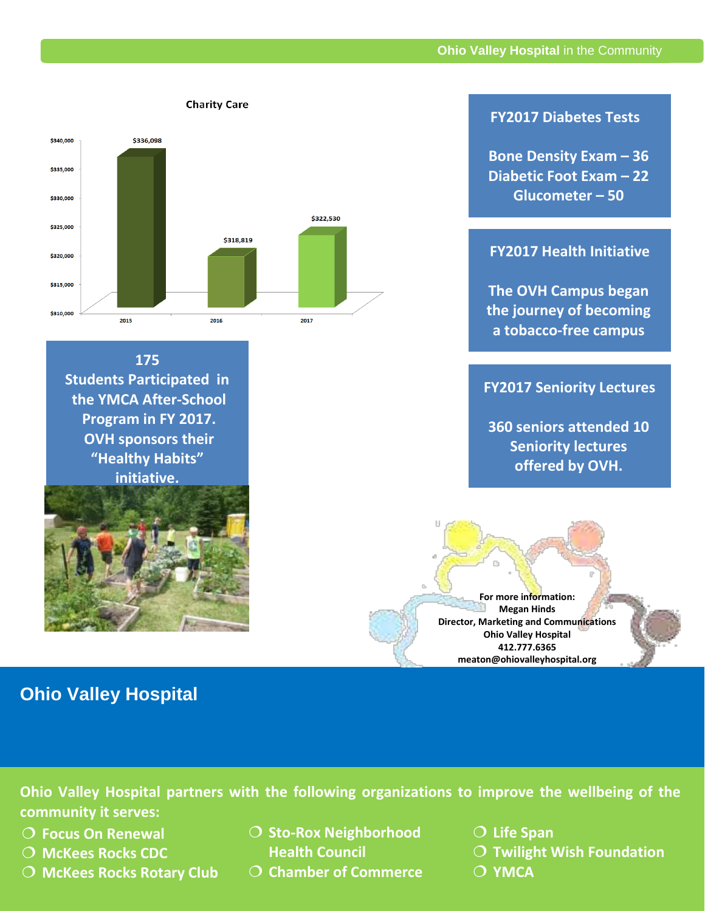Charity Care

$340,000
$335,000
$330,000
$325,000
$320,000
$315,000
$310,000

$336,098
$318,819
$322,530

2015
2016
2017

**175**
**Students Participated in the YMCA After-School Program in FY 2017. OVH sponsors their "Healthy Habits" initiative.**

**FY2017 Diabetes Tests**

**Bone Density Exam – 36**
**Diabetic Foot Exam – 22**
**Glucometer – 50**

**FY2017 Health Initiative**

**The OVH Campus began the journey of becoming a tobacco-free campus**

**FY2017 Seniority Lectures**

**360 seniors attended 10 Seniority lectures offered by OVH.**

**For more information:**
**Megan Hinds**
**Director, Marketing and Communications**
**Ohio Valley Hospital**
**412.777.6365**
**meaton@ohiovalleyhospital.org**

## Ohio Valley Hospital

**Ohio Valley Hospital partners with the following organizations to improve the wellbeing of the community it serves:**

- Focus On Renewal
- McKees Rocks CDC
- McKees Rocks Rotary Club
- Sto-Rox Neighborhood Health Council
- Chamber of Commerce
- Life Span
- Twilight Wish Foundation
- YMCA